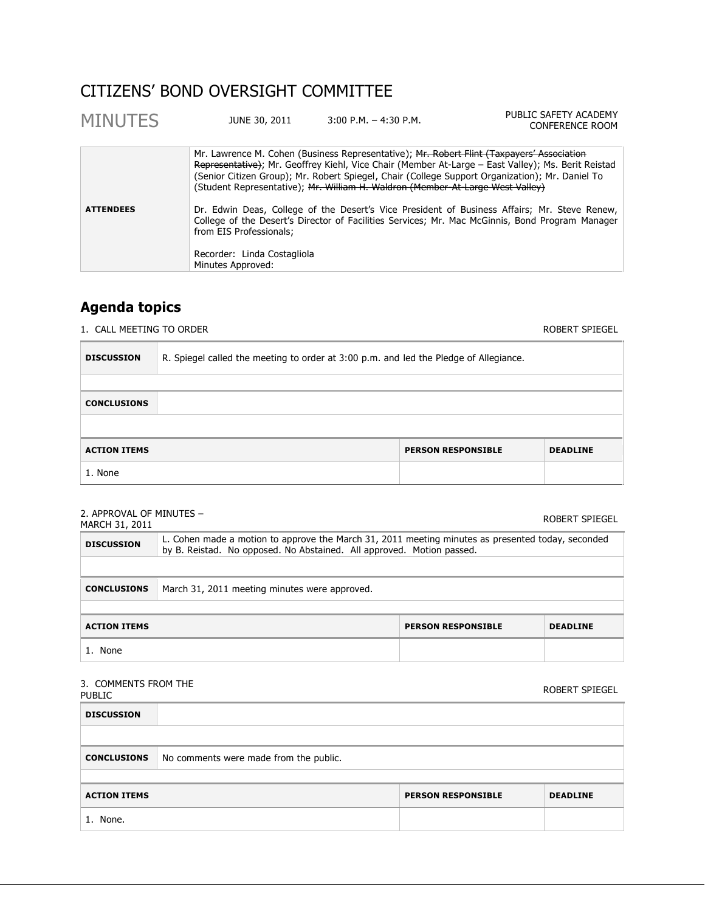# CITIZENS' BOND OVERSIGHT COMMITTEE

## MINUTES

JUNE 30, 2011 3:00 P.M. – 4:30 P.M. PUBLIC SAFETY ACADEMY CONFERENCE ROOM

| | |
|---|---|
| **ATTENDEES** | Mr. Lawrence M. Cohen (Business Representative); ~~Mr. Robert Flint (Taxpayers' Association Representative)~~; Mr. Geoffrey Kiehl, Vice Chair (Member At-Large – East Valley); Ms. Berit Reistad (Senior Citizen Group); Mr. Robert Spiegel, Chair (College Support Organization); Mr. Daniel To (Student Representative); ~~Mr. William H. Waldron (Member-At-Large West Valley)~~<br><br>Dr. Edwin Deas, College of the Desert's Vice President of Business Affairs; Mr. Steve Renew, College of the Desert's Director of Facilities Services; Mr. Mac McGinnis, Bond Program Manager from EIS Professionals;<br><br>Recorder: Linda Costagliola<br>Minutes Approved: |

## Agenda topics

1. CALL MEETING TO ORDER — ROBERT SPIEGEL

| | | | |
|---|---|---|---|
| **DISCUSSION** | R. Spiegel called the meeting to order at 3:00 p.m. and led the Pledge of Allegiance. | | |
| **CONCLUSIONS** | | | |
| **ACTION ITEMS** | | **PERSON RESPONSIBLE** | **DEADLINE** |
| 1. None | | | |

2. APPROVAL OF MINUTES – MARCH 31, 2011 — ROBERT SPIEGEL

| | | | |
|---|---|---|---|
| **DISCUSSION** | L. Cohen made a motion to approve the March 31, 2011 meeting minutes as presented today, seconded by B. Reistad. No opposed. No Abstained. All approved. Motion passed. | | |
| **CONCLUSIONS** | March 31, 2011 meeting minutes were approved. | | |
| **ACTION ITEMS** | | **PERSON RESPONSIBLE** | **DEADLINE** |
| 1. None | | | |

3. COMMENTS FROM THE PUBLIC — ROBERT SPIEGEL

| | | | |
|---|---|---|---|
| **DISCUSSION** | | | |
| **CONCLUSIONS** | No comments were made from the public. | | |
| **ACTION ITEMS** | | **PERSON RESPONSIBLE** | **DEADLINE** |
| 1. None. | | | |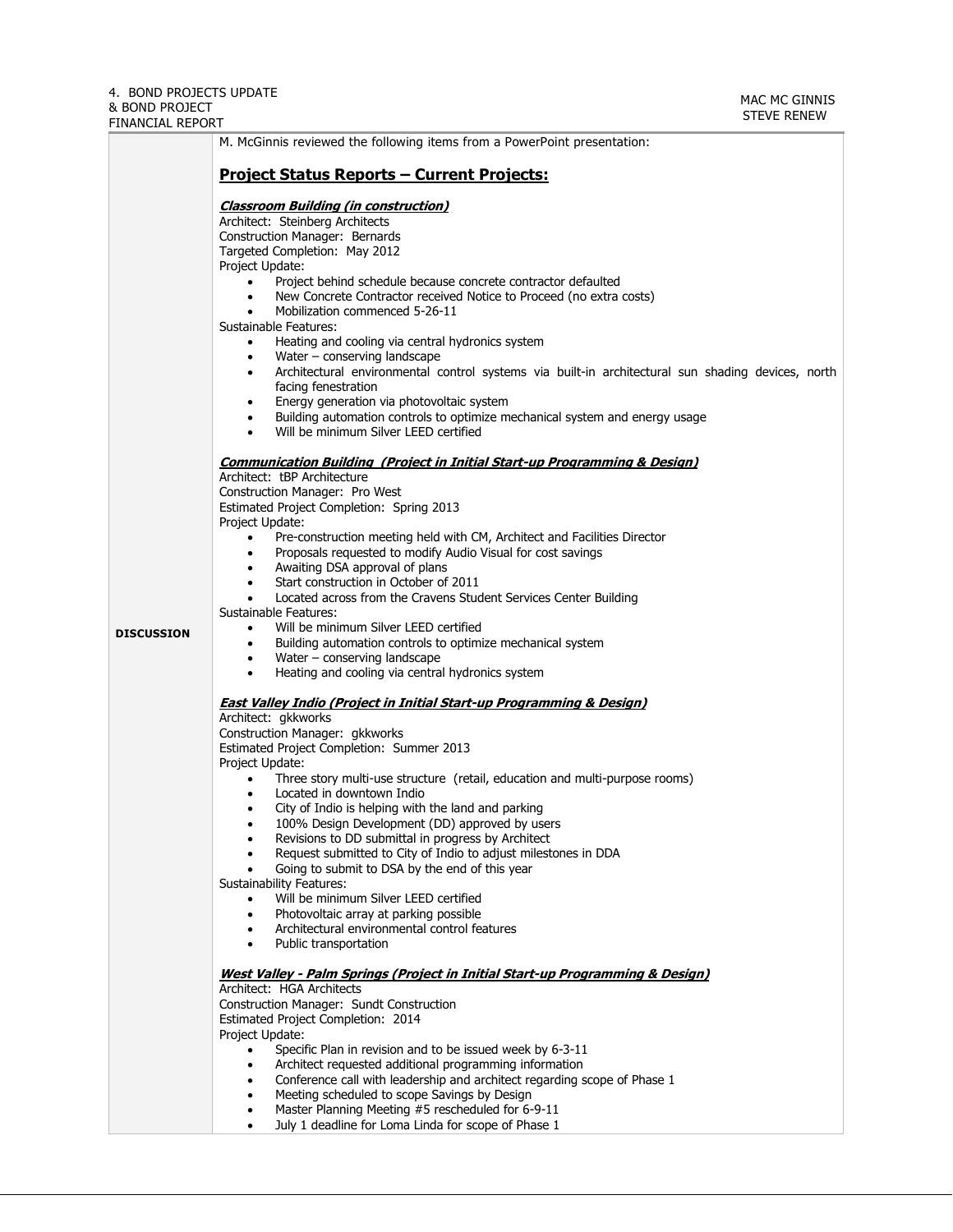4. BOND PROJECTS UPDATE & BOND PROJECT FINANCIAL REPORT — MAC MC GINNIS, STEVE RENEW

**DISCUSSION**

M. McGinnis reviewed the following items from a PowerPoint presentation:

## Project Status Reports – Current Projects:

***Classroom Building (in construction)***

Architect: Steinberg Architects
Construction Manager: Bernards
Targeted Completion: May 2012
Project Update:

- Project behind schedule because concrete contractor defaulted
- New Concrete Contractor received Notice to Proceed (no extra costs)
- Mobilization commenced 5-26-11

Sustainable Features:

- Heating and cooling via central hydronics system
- Water – conserving landscape
- Architectural environmental control systems via built-in architectural sun shading devices, north facing fenestration
- Energy generation via photovoltaic system
- Building automation controls to optimize mechanical system and energy usage
- Will be minimum Silver LEED certified

***Communication Building (Project in Initial Start-up Programming & Design)***

Architect: tBP Architecture
Construction Manager: Pro West
Estimated Project Completion: Spring 2013
Project Update:

- Pre-construction meeting held with CM, Architect and Facilities Director
- Proposals requested to modify Audio Visual for cost savings
- Awaiting DSA approval of plans
- Start construction in October of 2011
- Located across from the Cravens Student Services Center Building

Sustainable Features:

- Will be minimum Silver LEED certified
- Building automation controls to optimize mechanical system
- Water – conserving landscape
- Heating and cooling via central hydronics system

***East Valley Indio (Project in Initial Start-up Programming & Design)***

Architect: gkkworks
Construction Manager: gkkworks
Estimated Project Completion: Summer 2013
Project Update:

- Three story multi-use structure (retail, education and multi-purpose rooms)
- Located in downtown Indio
- City of Indio is helping with the land and parking
- 100% Design Development (DD) approved by users
- Revisions to DD submittal in progress by Architect
- Request submitted to City of Indio to adjust milestones in DDA
- Going to submit to DSA by the end of this year

Sustainability Features:

- Will be minimum Silver LEED certified
- Photovoltaic array at parking possible
- Architectural environmental control features
- Public transportation

***West Valley - Palm Springs (Project in Initial Start-up Programming & Design)***

Architect: HGA Architects
Construction Manager: Sundt Construction
Estimated Project Completion: 2014
Project Update:

- Specific Plan in revision and to be issued week by 6-3-11
- Architect requested additional programming information
- Conference call with leadership and architect regarding scope of Phase 1
- Meeting scheduled to scope Savings by Design
- Master Planning Meeting #5 rescheduled for 6-9-11
- July 1 deadline for Loma Linda for scope of Phase 1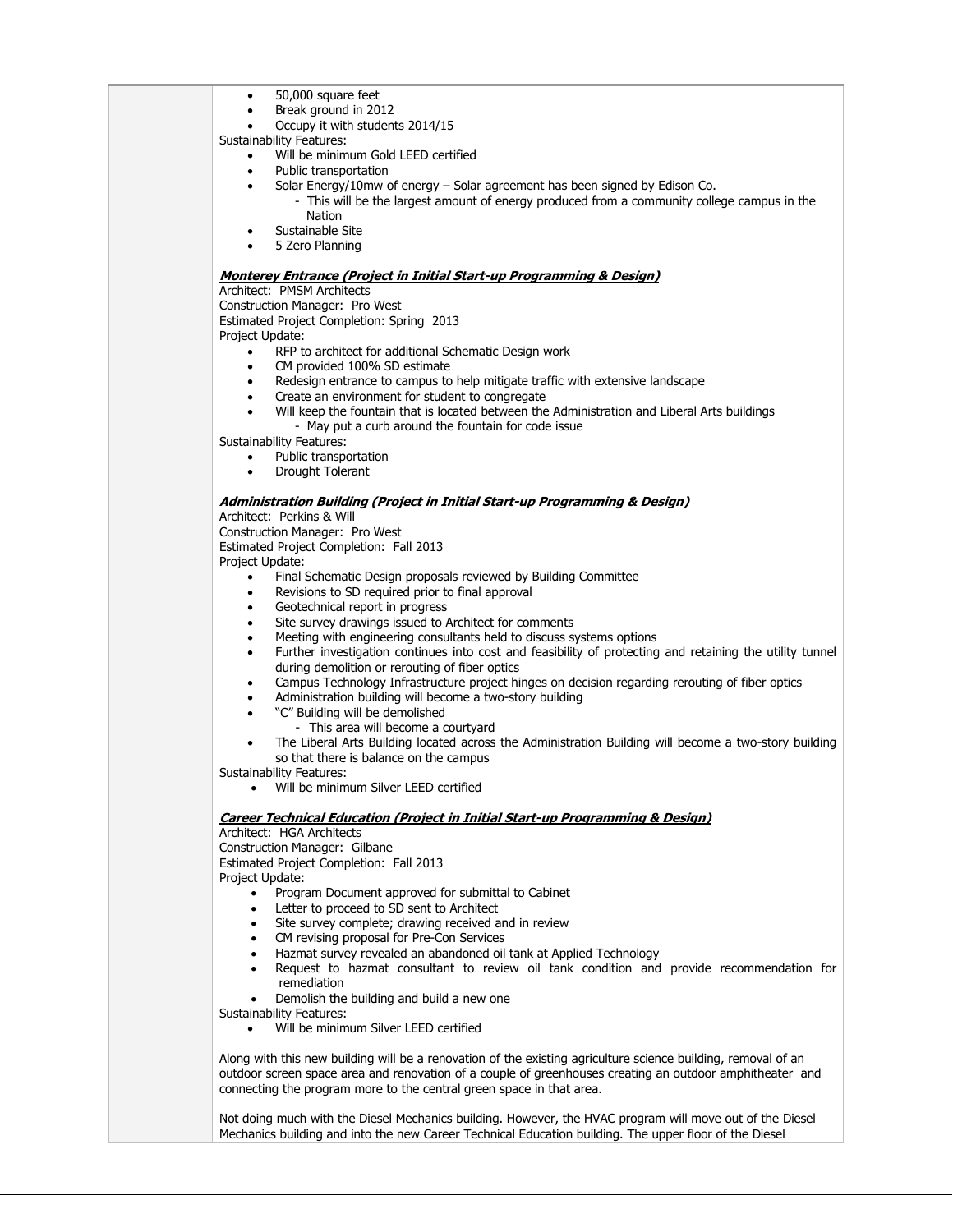- 50,000 square feet
- Break ground in 2012
- Occupy it with students 2014/15

Sustainability Features:

- Will be minimum Gold LEED certified
- Public transportation
- Solar Energy/10mw of energy – Solar agreement has been signed by Edison Co.
  - This will be the largest amount of energy produced from a community college campus in the Nation
- Sustainable Site
- 5 Zero Planning

***Monterey Entrance (Project in Initial Start-up Programming & Design)***

Architect: PMSM Architects
Construction Manager: Pro West
Estimated Project Completion: Spring 2013
Project Update:

- RFP to architect for additional Schematic Design work
- CM provided 100% SD estimate
- Redesign entrance to campus to help mitigate traffic with extensive landscape
- Create an environment for student to congregate
- Will keep the fountain that is located between the Administration and Liberal Arts buildings
  - May put a curb around the fountain for code issue

Sustainability Features:

- Public transportation
- Drought Tolerant

***Administration Building (Project in Initial Start-up Programming & Design)***

Architect: Perkins & Will
Construction Manager: Pro West
Estimated Project Completion: Fall 2013
Project Update:

- Final Schematic Design proposals reviewed by Building Committee
- Revisions to SD required prior to final approval
- Geotechnical report in progress
- Site survey drawings issued to Architect for comments
- Meeting with engineering consultants held to discuss systems options
- Further investigation continues into cost and feasibility of protecting and retaining the utility tunnel during demolition or rerouting of fiber optics
- Campus Technology Infrastructure project hinges on decision regarding rerouting of fiber optics
- Administration building will become a two-story building
- "C" Building will be demolished
  - This area will become a courtyard
- The Liberal Arts Building located across the Administration Building will become a two-story building so that there is balance on the campus

Sustainability Features:

- Will be minimum Silver LEED certified

***Career Technical Education (Project in Initial Start-up Programming & Design)***

Architect: HGA Architects
Construction Manager: Gilbane
Estimated Project Completion: Fall 2013
Project Update:

- Program Document approved for submittal to Cabinet
- Letter to proceed to SD sent to Architect
- Site survey complete; drawing received and in review
- CM revising proposal for Pre-Con Services
- Hazmat survey revealed an abandoned oil tank at Applied Technology
- Request to hazmat consultant to review oil tank condition and provide recommendation for remediation
- Demolish the building and build a new one

Sustainability Features:

- Will be minimum Silver LEED certified

Along with this new building will be a renovation of the existing agriculture science building, removal of an outdoor screen space area and renovation of a couple of greenhouses creating an outdoor amphitheater and connecting the program more to the central green space in that area.

Not doing much with the Diesel Mechanics building. However, the HVAC program will move out of the Diesel Mechanics building and into the new Career Technical Education building. The upper floor of the Diesel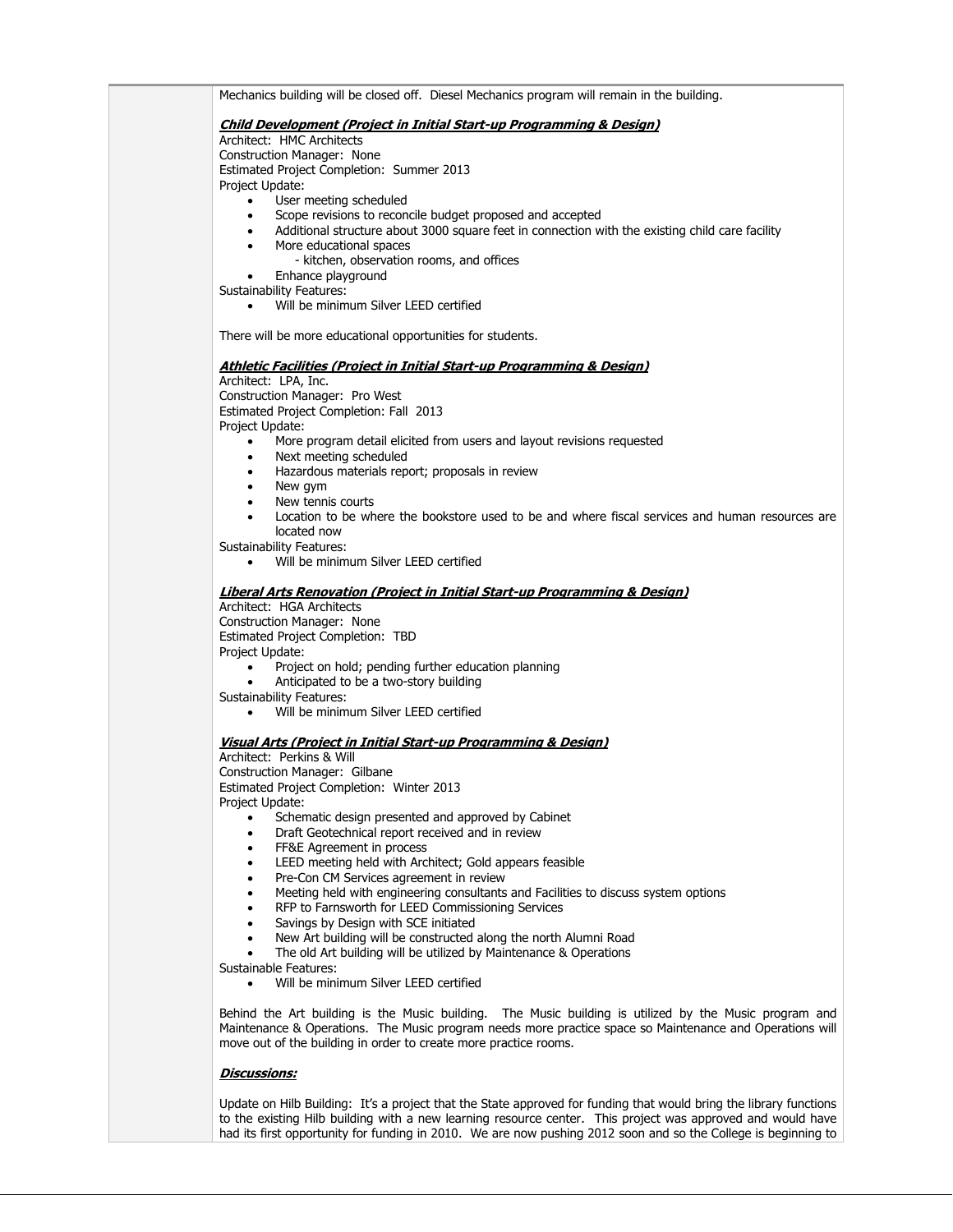Mechanics building will be closed off. Diesel Mechanics program will remain in the building.

***Child Development (Project in Initial Start-up Programming & Design)***

Architect: HMC Architects
Construction Manager: None
Estimated Project Completion: Summer 2013
Project Update:

- User meeting scheduled
- Scope revisions to reconcile budget proposed and accepted
- Additional structure about 3000 square feet in connection with the existing child care facility
- More educational spaces
  - kitchen, observation rooms, and offices
- Enhance playground

Sustainability Features:

- Will be minimum Silver LEED certified

There will be more educational opportunities for students.

***Athletic Facilities (Project in Initial Start-up Programming & Design)***

Architect: LPA, Inc.
Construction Manager: Pro West
Estimated Project Completion: Fall 2013
Project Update:

- More program detail elicited from users and layout revisions requested
- Next meeting scheduled
- Hazardous materials report; proposals in review
- New gym
- New tennis courts
- Location to be where the bookstore used to be and where fiscal services and human resources are located now

Sustainability Features:

- Will be minimum Silver LEED certified

***Liberal Arts Renovation (Project in Initial Start-up Programming & Design)***

Architect: HGA Architects
Construction Manager: None
Estimated Project Completion: TBD
Project Update:

- Project on hold; pending further education planning
- Anticipated to be a two-story building

Sustainability Features:

- Will be minimum Silver LEED certified

***Visual Arts (Project in Initial Start-up Programming & Design)***

Architect: Perkins & Will
Construction Manager: Gilbane
Estimated Project Completion: Winter 2013
Project Update:

- Schematic design presented and approved by Cabinet
- Draft Geotechnical report received and in review
- FF&E Agreement in process
- LEED meeting held with Architect; Gold appears feasible
- Pre-Con CM Services agreement in review
- Meeting held with engineering consultants and Facilities to discuss system options
- RFP to Farnsworth for LEED Commissioning Services
- Savings by Design with SCE initiated
- New Art building will be constructed along the north Alumni Road
- The old Art building will be utilized by Maintenance & Operations

Sustainable Features:

- Will be minimum Silver LEED certified

Behind the Art building is the Music building. The Music building is utilized by the Music program and Maintenance & Operations. The Music program needs more practice space so Maintenance and Operations will move out of the building in order to create more practice rooms.

***Discussions:***

Update on Hilb Building: It's a project that the State approved for funding that would bring the library functions to the existing Hilb building with a new learning resource center. This project was approved and would have had its first opportunity for funding in 2010. We are now pushing 2012 soon and so the College is beginning to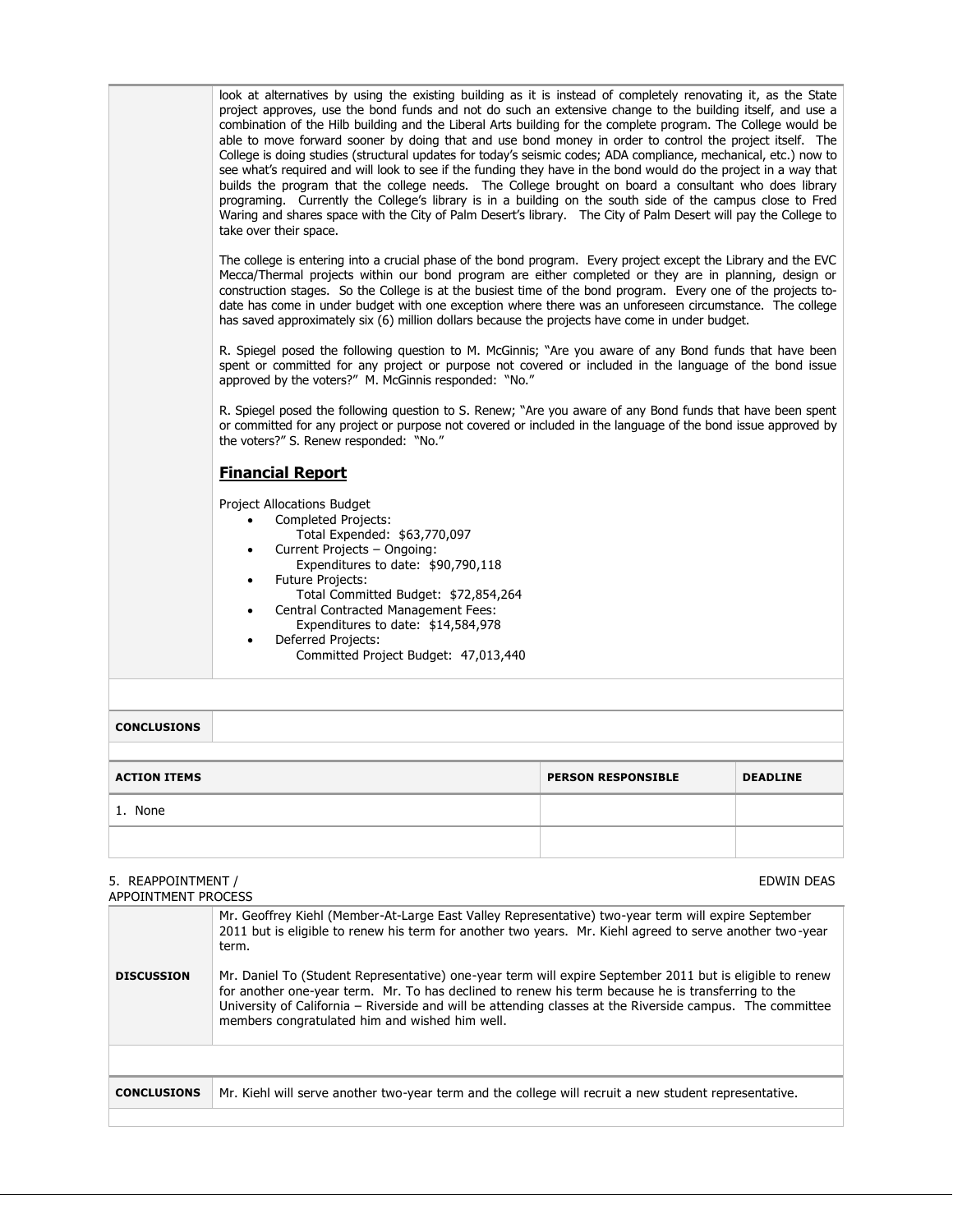| | |
|---|---|
| | look at alternatives by using the existing building as it is instead of completely renovating it, as the State project approves, use the bond funds and not do such an extensive change to the building itself, and use a combination of the Hilb building and the Liberal Arts building for the complete program. The College would be able to move forward sooner by doing that and use bond money in order to control the project itself. The College is doing studies (structural updates for today's seismic codes; ADA compliance, mechanical, etc.) now to see what's required and will look to see if the funding they have in the bond would do the project in a way that builds the program that the college needs. The College brought on board a consultant who does library programing. Currently the College's library is in a building on the south side of the campus close to Fred Waring and shares space with the City of Palm Desert's library. The City of Palm Desert will pay the College to take over their space.<br><br>The college is entering into a crucial phase of the bond program. Every project except the Library and the EVC Mecca/Thermal projects within our bond program are either completed or they are in planning, design or construction stages. So the College is at the busiest time of the bond program. Every one of the projects to-date has come in under budget with one exception where there was an unforeseen circumstance. The college has saved approximately six (6) million dollars because the projects have come in under budget.<br><br>R. Spiegel posed the following question to M. McGinnis; "Are you aware of any Bond funds that have been spent or committed for any project or purpose not covered or included in the language of the bond issue approved by the voters?" M. McGinnis responded: "No."<br><br>R. Spiegel posed the following question to S. Renew; "Are you aware of any Bond funds that have been spent or committed for any project or purpose not covered or included in the language of the bond issue approved by the voters?" S. Renew responded: "No."<br><br>**Financial Report**<br><br>Project Allocations Budget<br>• Completed Projects:<br>  Total Expended: $63,770,097<br>• Current Projects – Ongoing:<br>  Expenditures to date: $90,790,118<br>• Future Projects:<br>  Total Committed Budget: $72,854,264<br>• Central Contracted Management Fees:<br>  Expenditures to date: $14,584,978<br>• Deferred Projects:<br>  Committed Project Budget: 47,013,440 |
| **CONCLUSIONS** | |

| **ACTION ITEMS** | **PERSON RESPONSIBLE** | **DEADLINE** |
|---|---|---|
| 1. None | | |
| | | |

5. REAPPOINTMENT / APPOINTMENT PROCESS — EDWIN DEAS

| | |
|---|---|
| **DISCUSSION** | Mr. Geoffrey Kiehl (Member-At-Large East Valley Representative) two-year term will expire September 2011 but is eligible to renew his term for another two years. Mr. Kiehl agreed to serve another two-year term.<br><br>Mr. Daniel To (Student Representative) one-year term will expire September 2011 but is eligible to renew for another one-year term. Mr. To has declined to renew his term because he is transferring to the University of California – Riverside and will be attending classes at the Riverside campus. The committee members congratulated him and wished him well. |
| **CONCLUSIONS** | Mr. Kiehl will serve another two-year term and the college will recruit a new student representative. |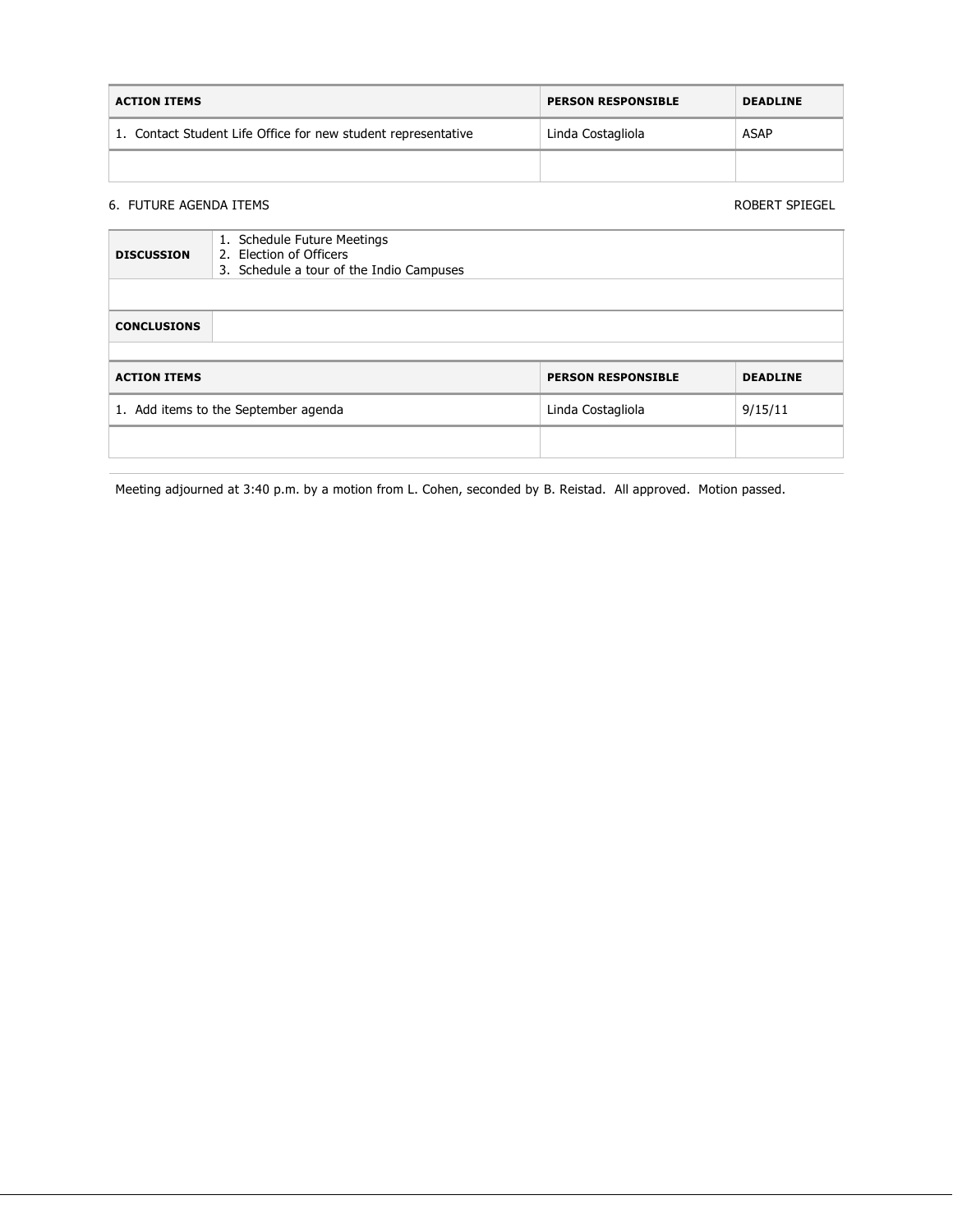| ACTION ITEMS | PERSON RESPONSIBLE | DEADLINE |
|---|---|---|
| 1. Contact Student Life Office for new student representative | Linda Costagliola | ASAP |
| | | |

6. FUTURE AGENDA ITEMS — ROBERT SPIEGEL

| | |
|---|---|
| **DISCUSSION** | 1. Schedule Future Meetings<br>2. Election of Officers<br>3. Schedule a tour of the Indio Campuses |
| | |
| **CONCLUSIONS** | |

| ACTION ITEMS | PERSON RESPONSIBLE | DEADLINE |
|---|---|---|
| 1. Add items to the September agenda | Linda Costagliola | 9/15/11 |
| | | |

Meeting adjourned at 3:40 p.m. by a motion from L. Cohen, seconded by B. Reistad. All approved. Motion passed.